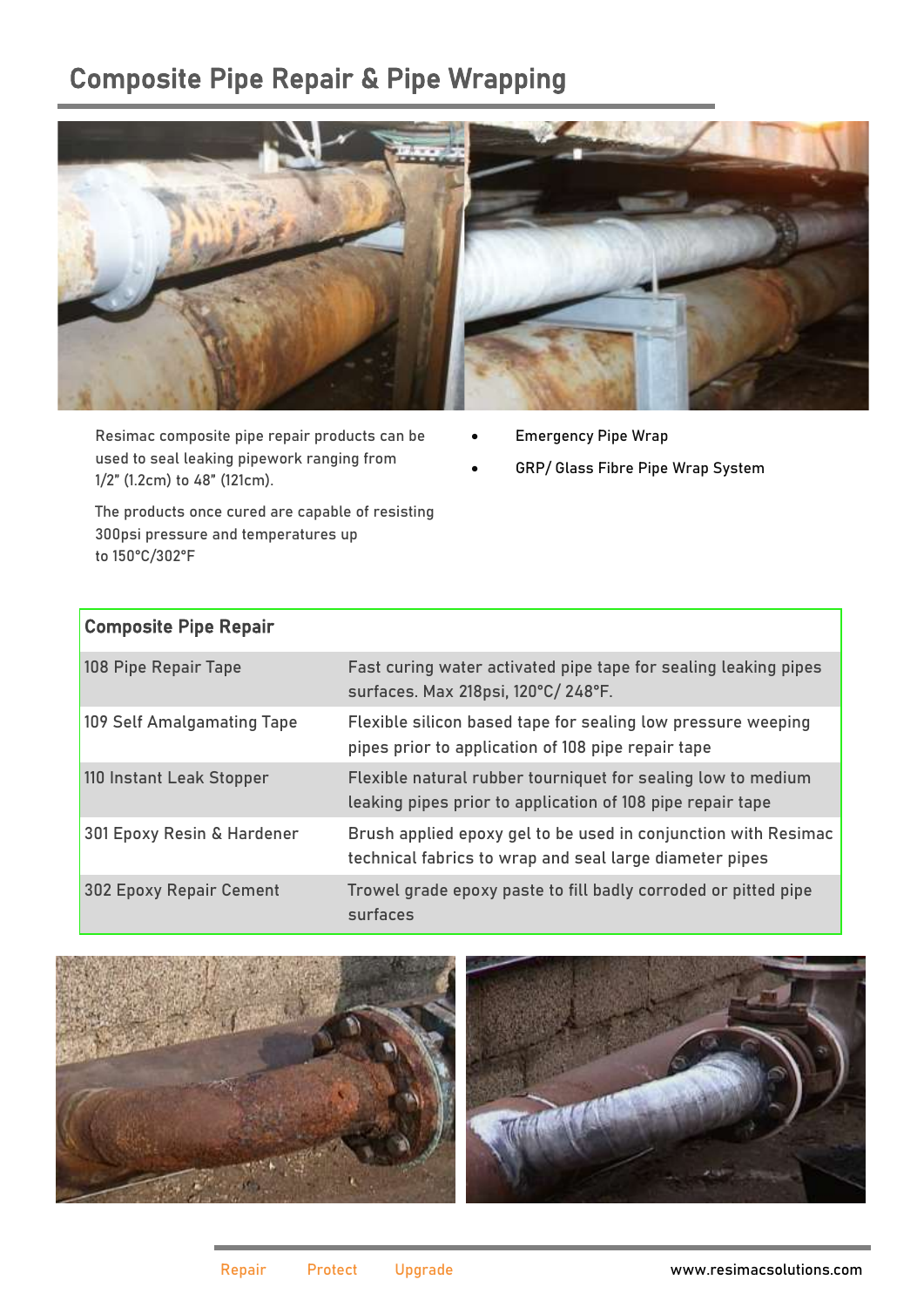# Composite Pipe Repair & Pipe Wrapping

Resimac composite pipe repair products can be used to seal leaking pipework ranging from 1/2" (1.2cm) to 48" (121cm).

The products once cured are capable of resisting 300psi pressure and temperatures up to 150°C/302°F

- Emergency Pipe Wrap
- GRP/ Glass Fibre Pipe Wrap System

| Composite Pipe Repair | |
|---|---|
| 108 Pipe Repair Tape | Fast curing water activated pipe tape for sealing leaking pipes surfaces. Max 218psi, 120°C/ 248°F. |
| 109 Self Amalgamating Tape | Flexible silicon based tape for sealing low pressure weeping pipes prior to application of 108 pipe repair tape |
| 110 Instant Leak Stopper | Flexible natural rubber tourniquet for sealing low to medium leaking pipes prior to application of 108 pipe repair tape |
| 301 Epoxy Resin & Hardener | Brush applied epoxy gel to be used in conjunction with Resimac technical fabrics to wrap and seal large diameter pipes |
| 302 Epoxy Repair Cement | Trowel grade epoxy paste to fill badly corroded or pitted pipe surfaces |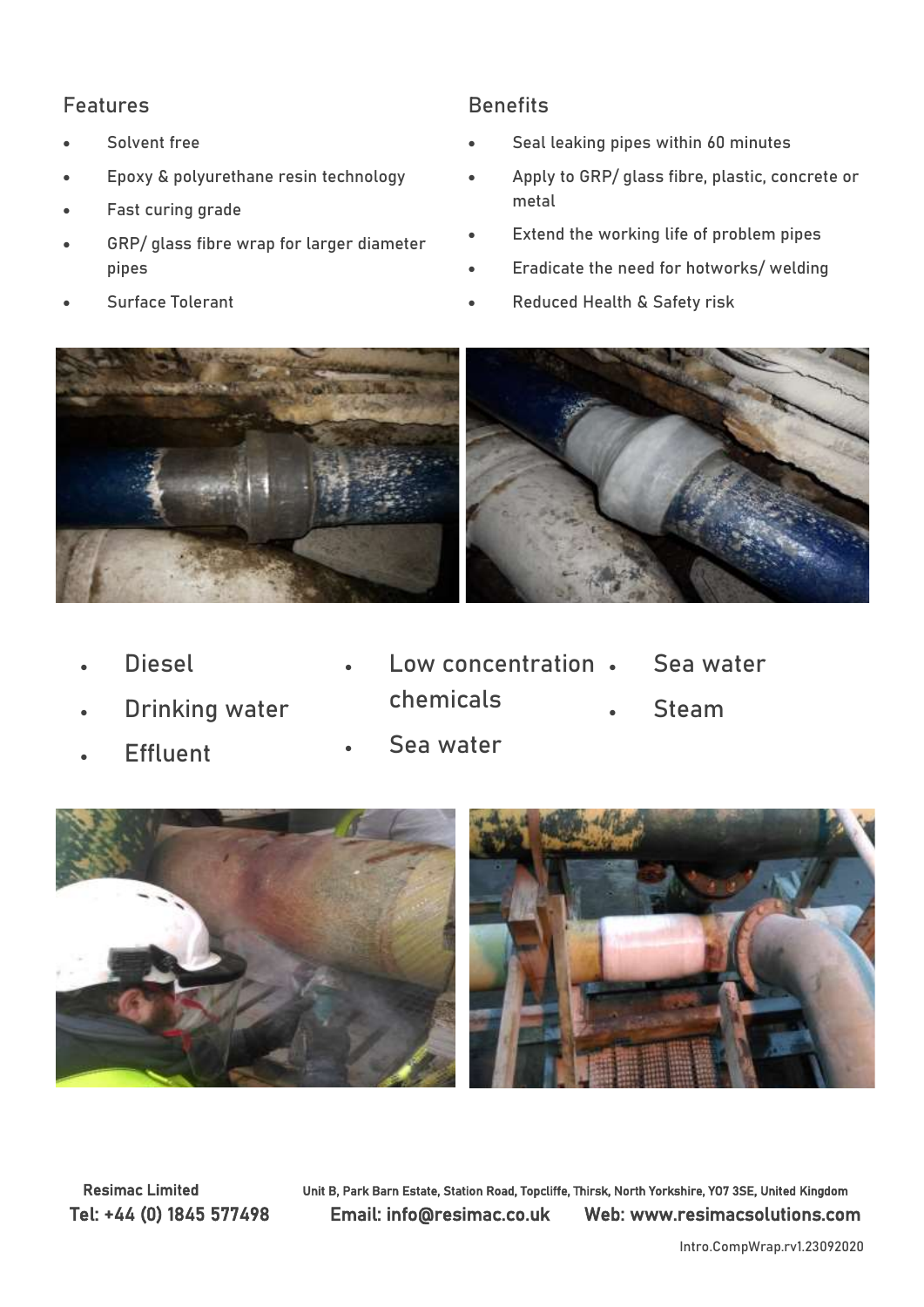## Features

- Solvent free
- Epoxy & polyurethane resin technology
- Fast curing grade
- GRP/ glass fibre wrap for larger diameter pipes
- Surface Tolerant

## Benefits

- Seal leaking pipes within 60 minutes
- Apply to GRP/ glass fibre, plastic, concrete or metal
- Extend the working life of problem pipes
- Eradicate the need for hotworks/ welding
- Reduced Health & Safety risk

- Diesel
- Drinking water
- Effluent
- Low concentration chemicals
- Sea water
- Sea water
- Steam

**Resimac Limited** **Unit B, Park Barn Estate, Station Road, Topcliffe, Thirsk, North Yorkshire, YO7 3SE, United Kingdom**

**Tel: +44 (0) 1845 577498** **Email: info@resimac.co.uk** **Web: www.resimacsolutions.com**

Intro.CompWrap.rv1.23092020